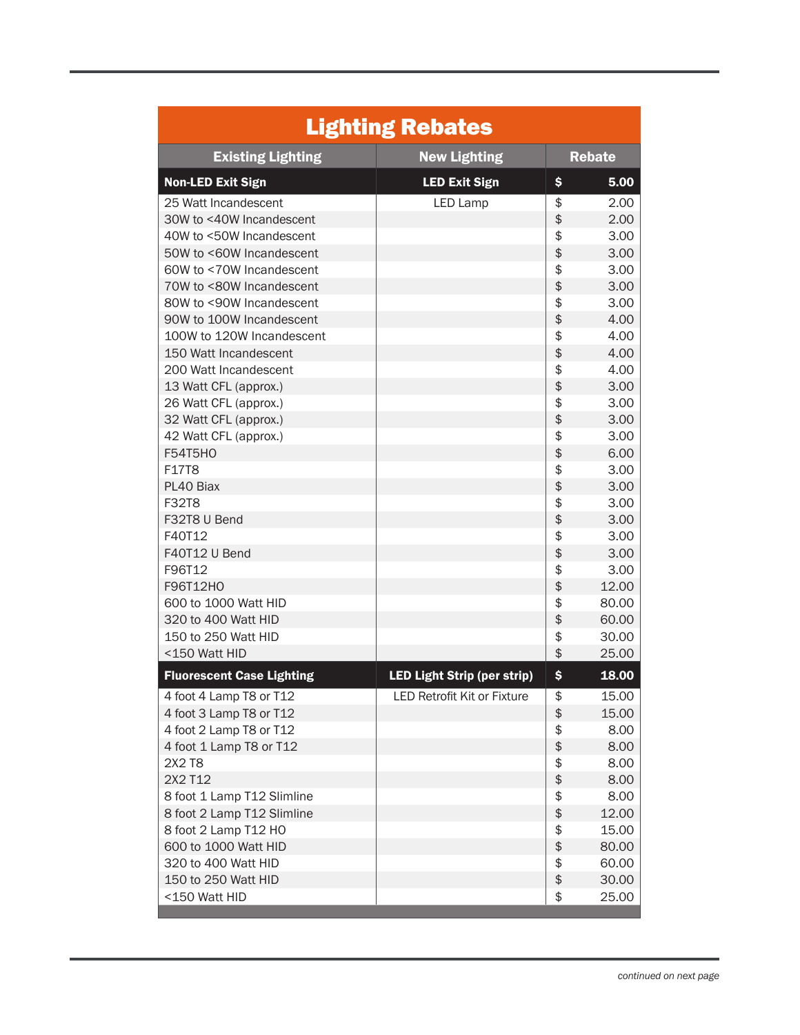# Lighting Rebates

| Existing Lighting | New Lighting | Rebate |
|---|---|---|
| **Non-LED Exit Sign** | **LED Exit Sign** | **$ 5.00** |
| 25 Watt Incandescent | LED Lamp | $ 2.00 |
| 30W to <40W Incandescent | | $ 2.00 |
| 40W to <50W Incandescent | | $ 3.00 |
| 50W to <60W Incandescent | | $ 3.00 |
| 60W to <70W Incandescent | | $ 3.00 |
| 70W to <80W Incandescent | | $ 3.00 |
| 80W to <90W Incandescent | | $ 3.00 |
| 90W to 100W Incandescent | | $ 4.00 |
| 100W to 120W Incandescent | | $ 4.00 |
| 150 Watt Incandescent | | $ 4.00 |
| 200 Watt Incandescent | | $ 4.00 |
| 13 Watt CFL (approx.) | | $ 3.00 |
| 26 Watt CFL (approx.) | | $ 3.00 |
| 32 Watt CFL (approx.) | | $ 3.00 |
| 42 Watt CFL (approx.) | | $ 3.00 |
| F54T5HO | | $ 6.00 |
| F17T8 | | $ 3.00 |
| PL40 Biax | | $ 3.00 |
| F32T8 | | $ 3.00 |
| F32T8 U Bend | | $ 3.00 |
| F40T12 | | $ 3.00 |
| F40T12 U Bend | | $ 3.00 |
| F96T12 | | $ 3.00 |
| F96T12HO | | $ 12.00 |
| 600 to 1000 Watt HID | | $ 80.00 |
| 320 to 400 Watt HID | | $ 60.00 |
| 150 to 250 Watt HID | | $ 30.00 |
| <150 Watt HID | | $ 25.00 |
| **Fluorescent Case Lighting** | **LED Light Strip (per strip)** | **$ 18.00** |
| 4 foot 4 Lamp T8 or T12 | LED Retrofit Kit or Fixture | $ 15.00 |
| 4 foot 3 Lamp T8 or T12 | | $ 15.00 |
| 4 foot 2 Lamp T8 or T12 | | $ 8.00 |
| 4 foot 1 Lamp T8 or T12 | | $ 8.00 |
| 2X2 T8 | | $ 8.00 |
| 2X2 T12 | | $ 8.00 |
| 8 foot 1 Lamp T12 Slimline | | $ 8.00 |
| 8 foot 2 Lamp T12 Slimline | | $ 12.00 |
| 8 foot 2 Lamp T12 HO | | $ 15.00 |
| 600 to 1000 Watt HID | | $ 80.00 |
| 320 to 400 Watt HID | | $ 60.00 |
| 150 to 250 Watt HID | | $ 30.00 |
| <150 Watt HID | | $ 25.00 |

*continued on next page*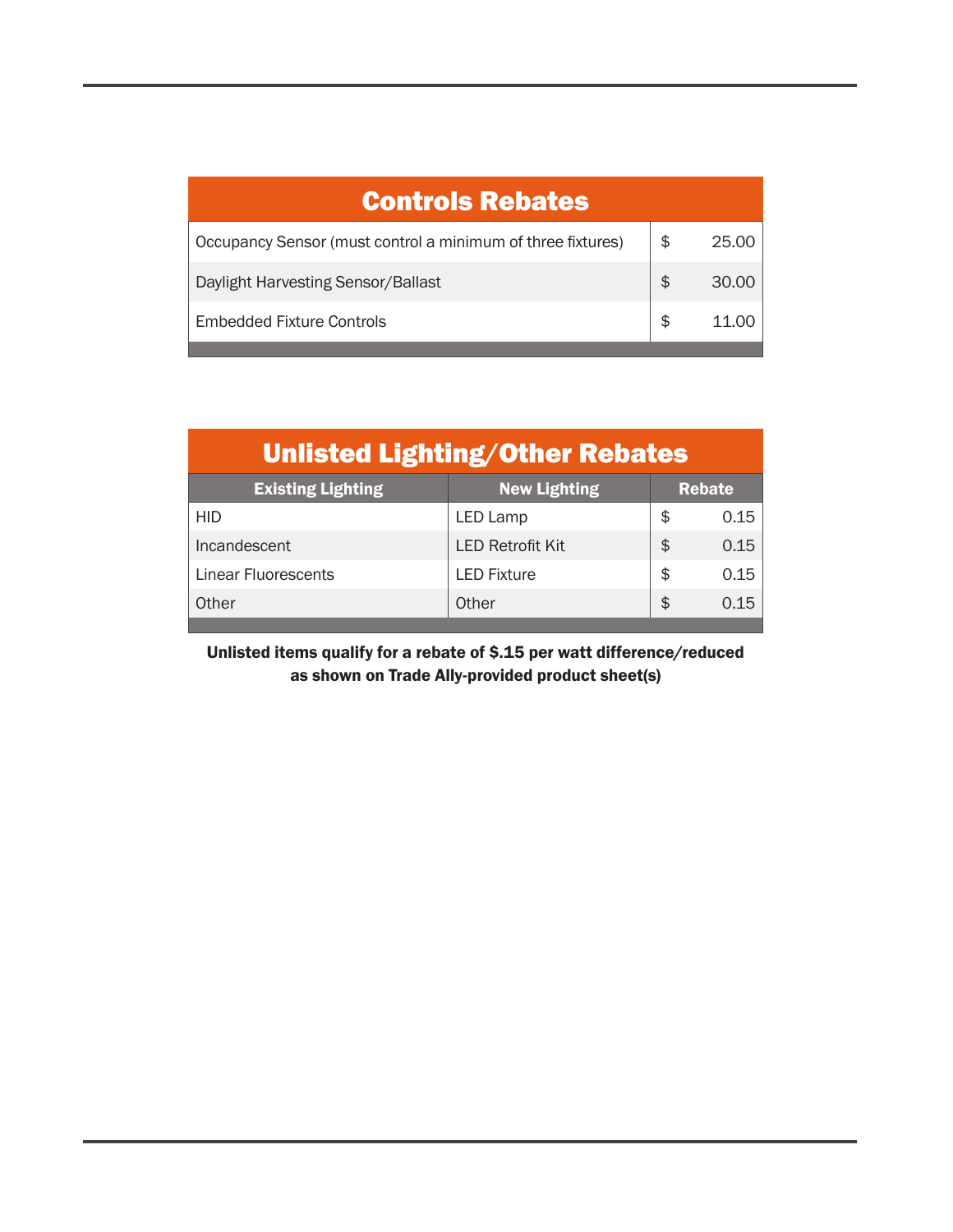## Controls Rebates

| | | |
|---|---|---|
| Occupancy Sensor (must control a minimum of three fixtures) | $ | 25.00 |
| Daylight Harvesting Sensor/Ballast | $ | 30.00 |
| Embedded Fixture Controls | $ | 11.00 |

## Unlisted Lighting/Other Rebates

| Existing Lighting | New Lighting | Rebate | |
|---|---|---|---|
| HID | LED Lamp | $ | 0.15 |
| Incandescent | LED Retrofit Kit | $ | 0.15 |
| Linear Fluorescents | LED Fixture | $ | 0.15 |
| Other | Other | $ | 0.15 |

**Unlisted items qualify for a rebate of $.15 per watt difference/reduced as shown on Trade Ally-provided product sheet(s)**